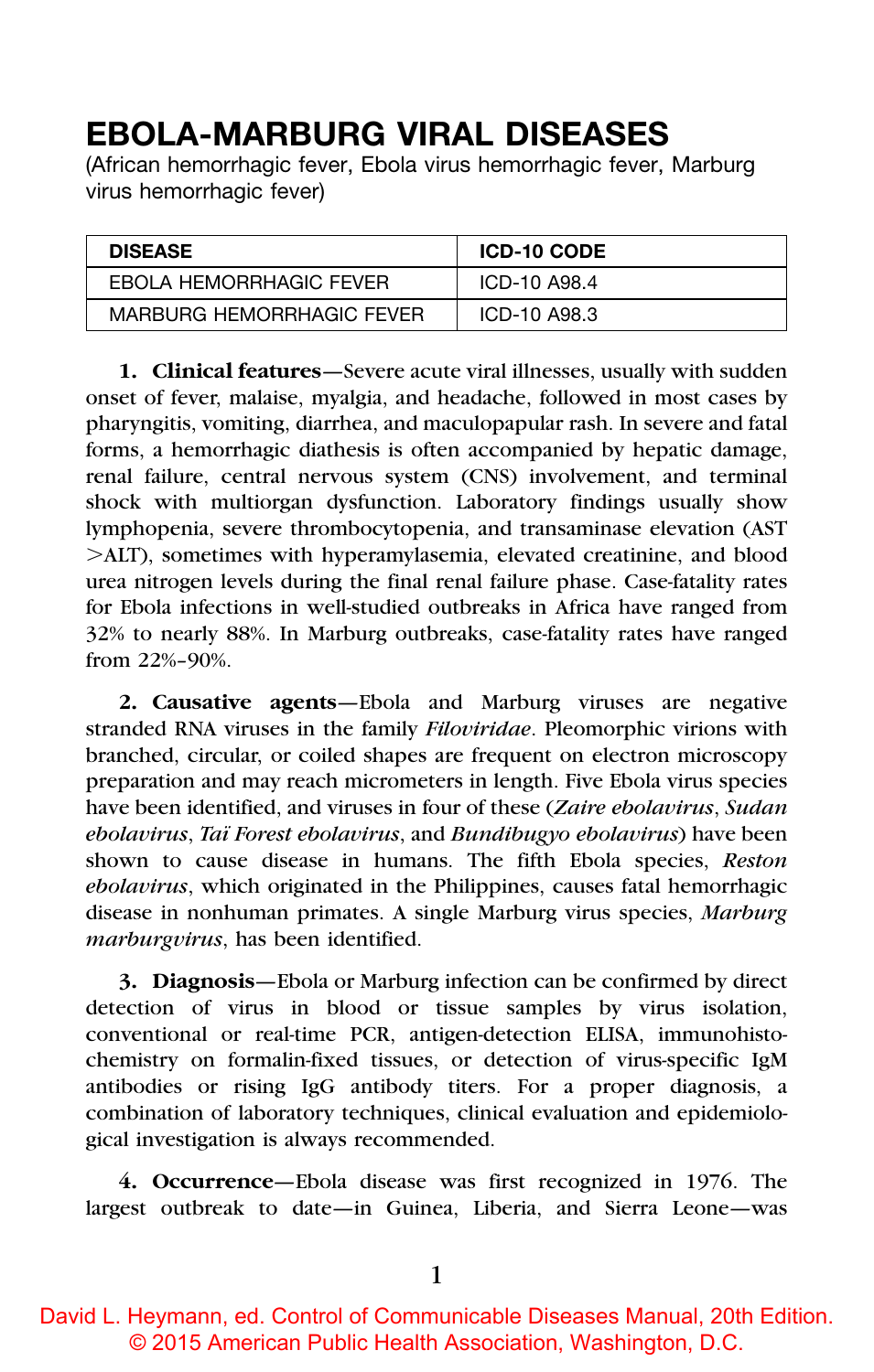# EBOLA-MARBURG VIRAL DISEASES

(African hemorrhagic fever, Ebola virus hemorrhagic fever, Marburg virus hemorrhagic fever)

| DISEASE | ICD-10 CODE |
| --- | --- |
| EBOLA HEMORRHAGIC FEVER | ICD-10 A98.4 |
| MARBURG HEMORRHAGIC FEVER | ICD-10 A98.3 |

**1. Clinical features**—Severe acute viral illnesses, usually with sudden onset of fever, malaise, myalgia, and headache, followed in most cases by pharyngitis, vomiting, diarrhea, and maculopapular rash. In severe and fatal forms, a hemorrhagic diathesis is often accompanied by hepatic damage, renal failure, central nervous system (CNS) involvement, and terminal shock with multiorgan dysfunction. Laboratory findings usually show lymphopenia, severe thrombocytopenia, and transaminase elevation (AST >ALT), sometimes with hyperamylasemia, elevated creatinine, and blood urea nitrogen levels during the final renal failure phase. Case-fatality rates for Ebola infections in well-studied outbreaks in Africa have ranged from 32% to nearly 88%. In Marburg outbreaks, case-fatality rates have ranged from 22%–90%.

**2. Causative agents**—Ebola and Marburg viruses are negative stranded RNA viruses in the family *Filoviridae*. Pleomorphic virions with branched, circular, or coiled shapes are frequent on electron microscopy preparation and may reach micrometers in length. Five Ebola virus species have been identified, and viruses in four of these (*Zaire ebolavirus*, *Sudan ebolavirus*, *Taï Forest ebolavirus*, and *Bundibugyo ebolavirus*) have been shown to cause disease in humans. The fifth Ebola species, *Reston ebolavirus*, which originated in the Philippines, causes fatal hemorrhagic disease in nonhuman primates. A single Marburg virus species, *Marburg marburgvirus*, has been identified.

**3. Diagnosis**—Ebola or Marburg infection can be confirmed by direct detection of virus in blood or tissue samples by virus isolation, conventional or real-time PCR, antigen-detection ELISA, immunohistochemistry on formalin-fixed tissues, or detection of virus-specific IgM antibodies or rising IgG antibody titers. For a proper diagnosis, a combination of laboratory techniques, clinical evaluation and epidemiological investigation is always recommended.

**4. Occurrence**—Ebola disease was first recognized in 1976. The largest outbreak to date—in Guinea, Liberia, and Sierra Leone—was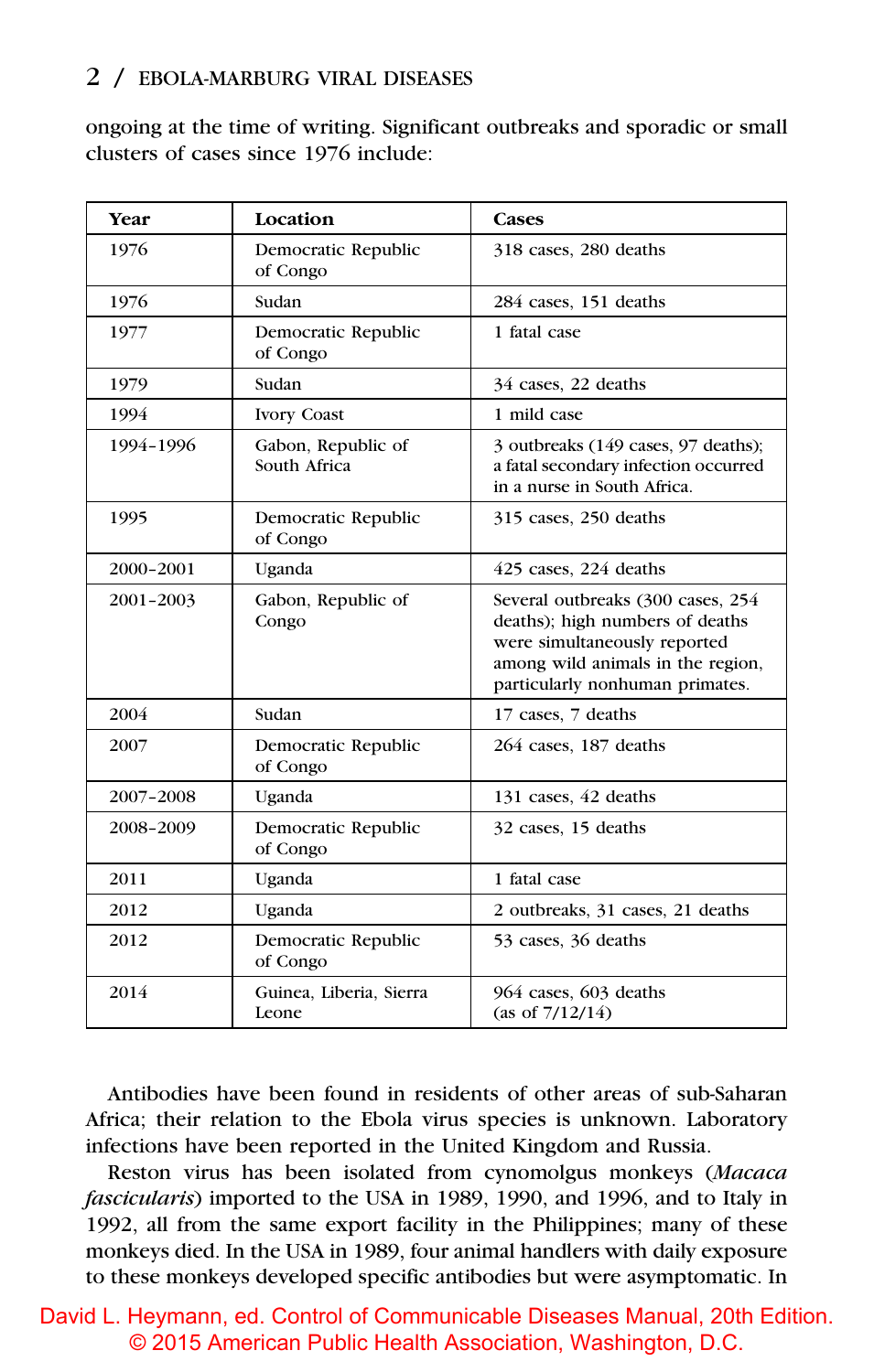ongoing at the time of writing. Significant outbreaks and sporadic or small clusters of cases since 1976 include:

| Year | Location | Cases |
| --- | --- | --- |
| 1976 | Democratic Republic of Congo | 318 cases, 280 deaths |
| 1976 | Sudan | 284 cases, 151 deaths |
| 1977 | Democratic Republic of Congo | 1 fatal case |
| 1979 | Sudan | 34 cases, 22 deaths |
| 1994 | Ivory Coast | 1 mild case |
| 1994–1996 | Gabon, Republic of South Africa | 3 outbreaks (149 cases, 97 deaths); a fatal secondary infection occurred in a nurse in South Africa. |
| 1995 | Democratic Republic of Congo | 315 cases, 250 deaths |
| 2000–2001 | Uganda | 425 cases, 224 deaths |
| 2001–2003 | Gabon, Republic of Congo | Several outbreaks (300 cases, 254 deaths); high numbers of deaths were simultaneously reported among wild animals in the region, particularly nonhuman primates. |
| 2004 | Sudan | 17 cases, 7 deaths |
| 2007 | Democratic Republic of Congo | 264 cases, 187 deaths |
| 2007–2008 | Uganda | 131 cases, 42 deaths |
| 2008–2009 | Democratic Republic of Congo | 32 cases, 15 deaths |
| 2011 | Uganda | 1 fatal case |
| 2012 | Uganda | 2 outbreaks, 31 cases, 21 deaths |
| 2012 | Democratic Republic of Congo | 53 cases, 36 deaths |
| 2014 | Guinea, Liberia, Sierra Leone | 964 cases, 603 deaths (as of 7/12/14) |

Antibodies have been found in residents of other areas of sub-Saharan Africa; their relation to the Ebola virus species is unknown. Laboratory infections have been reported in the United Kingdom and Russia.

Reston virus has been isolated from cynomolgus monkeys (*Macaca fascicularis*) imported to the USA in 1989, 1990, and 1996, and to Italy in 1992, all from the same export facility in the Philippines; many of these monkeys died. In the USA in 1989, four animal handlers with daily exposure to these monkeys developed specific antibodies but were asymptomatic. In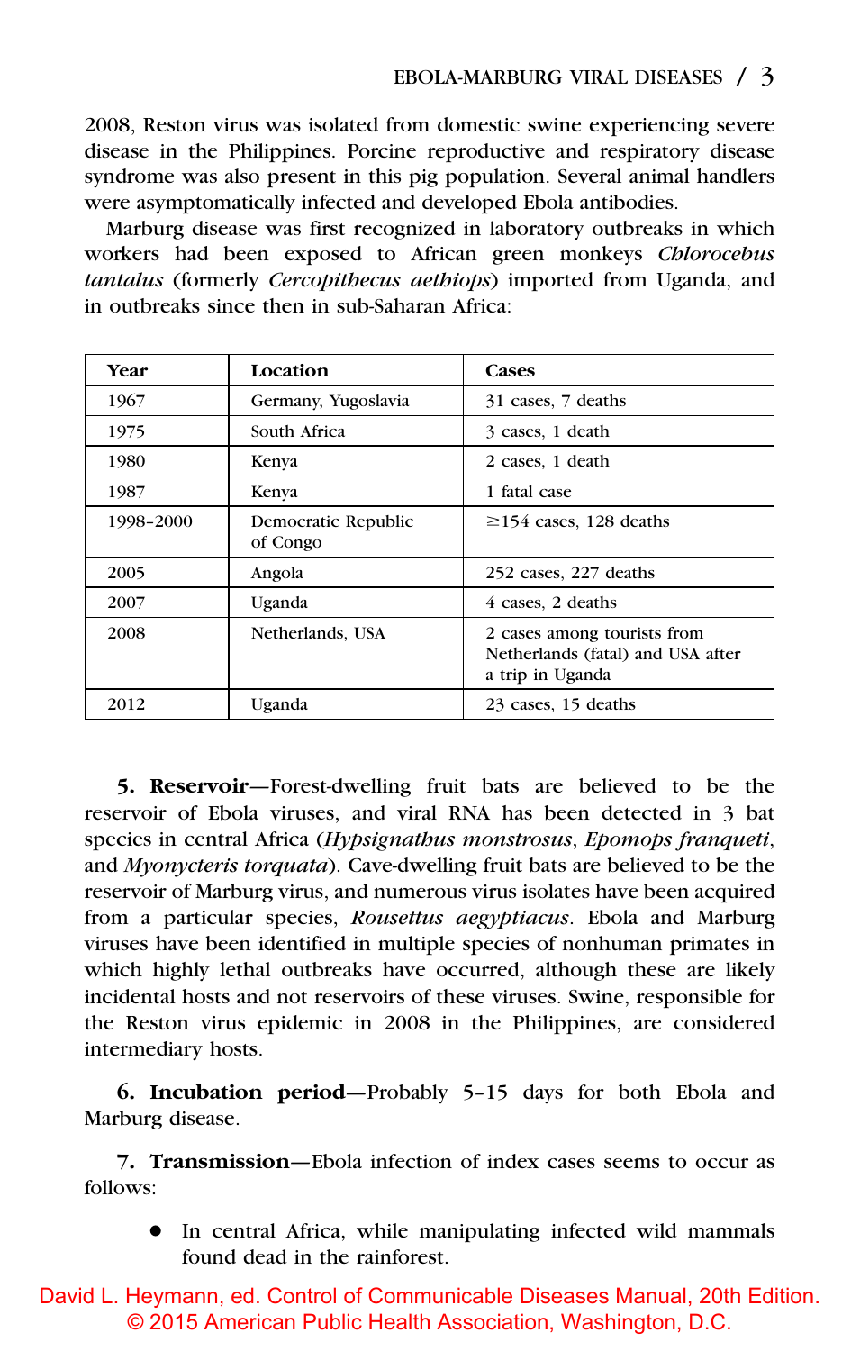2008, Reston virus was isolated from domestic swine experiencing severe disease in the Philippines. Porcine reproductive and respiratory disease syndrome was also present in this pig population. Several animal handlers were asymptomatically infected and developed Ebola antibodies.

Marburg disease was first recognized in laboratory outbreaks in which workers had been exposed to African green monkeys *Chlorocebus tantalus* (formerly *Cercopithecus aethiops*) imported from Uganda, and in outbreaks since then in sub-Saharan Africa:

| Year | Location | Cases |
|---|---|---|
| 1967 | Germany, Yugoslavia | 31 cases, 7 deaths |
| 1975 | South Africa | 3 cases, 1 death |
| 1980 | Kenya | 2 cases, 1 death |
| 1987 | Kenya | 1 fatal case |
| 1998–2000 | Democratic Republic of Congo | ≥154 cases, 128 deaths |
| 2005 | Angola | 252 cases, 227 deaths |
| 2007 | Uganda | 4 cases, 2 deaths |
| 2008 | Netherlands, USA | 2 cases among tourists from Netherlands (fatal) and USA after a trip in Uganda |
| 2012 | Uganda | 23 cases, 15 deaths |

**5. Reservoir**—Forest-dwelling fruit bats are believed to be the reservoir of Ebola viruses, and viral RNA has been detected in 3 bat species in central Africa (*Hypsignathus monstrosus*, *Epomops franqueti*, and *Myonycteris torquata*). Cave-dwelling fruit bats are believed to be the reservoir of Marburg virus, and numerous virus isolates have been acquired from a particular species, *Rousettus aegyptiacus*. Ebola and Marburg viruses have been identified in multiple species of nonhuman primates in which highly lethal outbreaks have occurred, although these are likely incidental hosts and not reservoirs of these viruses. Swine, responsible for the Reston virus epidemic in 2008 in the Philippines, are considered intermediary hosts.

**6. Incubation period**—Probably 5–15 days for both Ebola and Marburg disease.

**7. Transmission**—Ebola infection of index cases seems to occur as follows:

- In central Africa, while manipulating infected wild mammals found dead in the rainforest.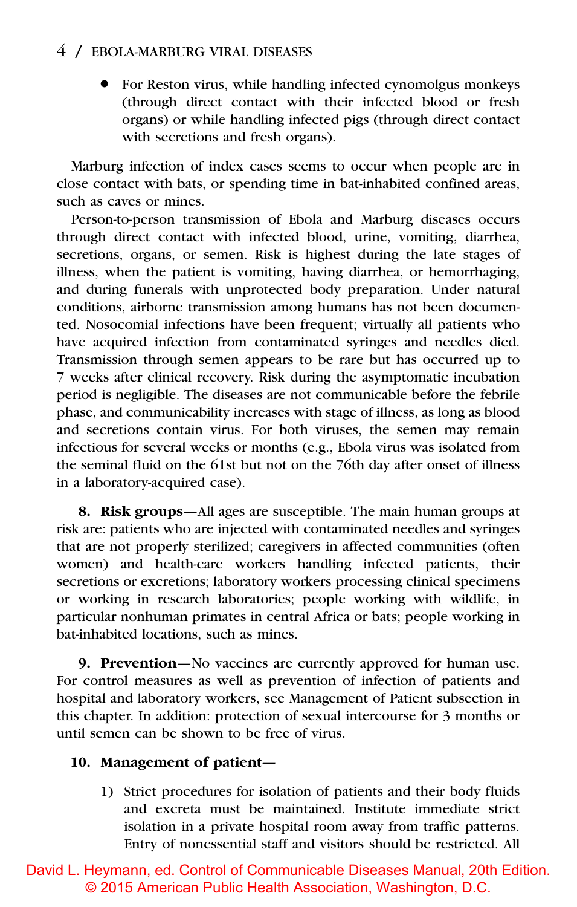- For Reston virus, while handling infected cynomolgus monkeys (through direct contact with their infected blood or fresh organs) or while handling infected pigs (through direct contact with secretions and fresh organs).

Marburg infection of index cases seems to occur when people are in close contact with bats, or spending time in bat-inhabited confined areas, such as caves or mines.

Person-to-person transmission of Ebola and Marburg diseases occurs through direct contact with infected blood, urine, vomiting, diarrhea, secretions, organs, or semen. Risk is highest during the late stages of illness, when the patient is vomiting, having diarrhea, or hemorrhaging, and during funerals with unprotected body preparation. Under natural conditions, airborne transmission among humans has not been documented. Nosocomial infections have been frequent; virtually all patients who have acquired infection from contaminated syringes and needles died. Transmission through semen appears to be rare but has occurred up to 7 weeks after clinical recovery. Risk during the asymptomatic incubation period is negligible. The diseases are not communicable before the febrile phase, and communicability increases with stage of illness, as long as blood and secretions contain virus. For both viruses, the semen may remain infectious for several weeks or months (e.g., Ebola virus was isolated from the seminal fluid on the 61st but not on the 76th day after onset of illness in a laboratory-acquired case).

**8. Risk groups**—All ages are susceptible. The main human groups at risk are: patients who are injected with contaminated needles and syringes that are not properly sterilized; caregivers in affected communities (often women) and health-care workers handling infected patients, their secretions or excretions; laboratory workers processing clinical specimens or working in research laboratories; people working with wildlife, in particular nonhuman primates in central Africa or bats; people working in bat-inhabited locations, such as mines.

**9. Prevention**—No vaccines are currently approved for human use. For control measures as well as prevention of infection of patients and hospital and laboratory workers, see Management of Patient subsection in this chapter. In addition: protection of sexual intercourse for 3 months or until semen can be shown to be free of virus.

**10. Management of patient**—

1) Strict procedures for isolation of patients and their body fluids and excreta must be maintained. Institute immediate strict isolation in a private hospital room away from traffic patterns. Entry of nonessential staff and visitors should be restricted. All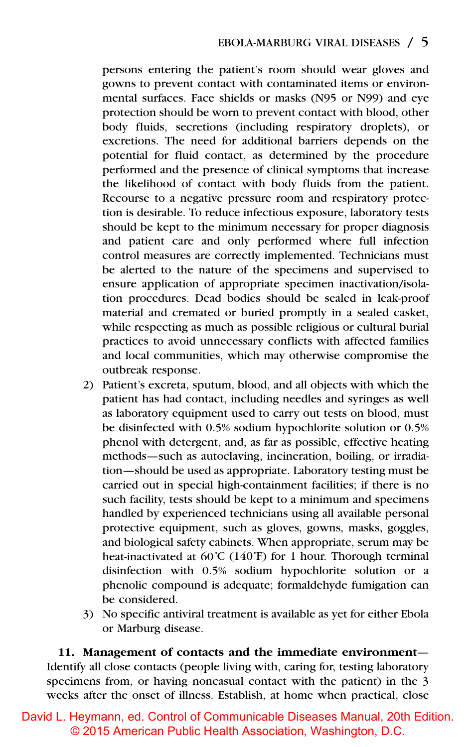persons entering the patient's room should wear gloves and gowns to prevent contact with contaminated items or environmental surfaces. Face shields or masks (N95 or N99) and eye protection should be worn to prevent contact with blood, other body fluids, secretions (including respiratory droplets), or excretions. The need for additional barriers depends on the potential for fluid contact, as determined by the procedure performed and the presence of clinical symptoms that increase the likelihood of contact with body fluids from the patient. Recourse to a negative pressure room and respiratory protection is desirable. To reduce infectious exposure, laboratory tests should be kept to the minimum necessary for proper diagnosis and patient care and only performed where full infection control measures are correctly implemented. Technicians must be alerted to the nature of the specimens and supervised to ensure application of appropriate specimen inactivation/isolation procedures. Dead bodies should be sealed in leak-proof material and cremated or buried promptly in a sealed casket, while respecting as much as possible religious or cultural burial practices to avoid unnecessary conflicts with affected families and local communities, which may otherwise compromise the outbreak response.

2) Patient's excreta, sputum, blood, and all objects with which the patient has had contact, including needles and syringes as well as laboratory equipment used to carry out tests on blood, must be disinfected with 0.5% sodium hypochlorite solution or 0.5% phenol with detergent, and, as far as possible, effective heating methods—such as autoclaving, incineration, boiling, or irradiation—should be used as appropriate. Laboratory testing must be carried out in special high-containment facilities; if there is no such facility, tests should be kept to a minimum and specimens handled by experienced technicians using all available personal protective equipment, such as gloves, gowns, masks, goggles, and biological safety cabinets. When appropriate, serum may be heat-inactivated at 60°C (140°F) for 1 hour. Thorough terminal disinfection with 0.5% sodium hypochlorite solution or a phenolic compound is adequate; formaldehyde fumigation can be considered.

3) No specific antiviral treatment is available as yet for either Ebola or Marburg disease.

**11. Management of contacts and the immediate environment—** Identify all close contacts (people living with, caring for, testing laboratory specimens from, or having noncasual contact with the patient) in the 3 weeks after the onset of illness. Establish, at home when practical, close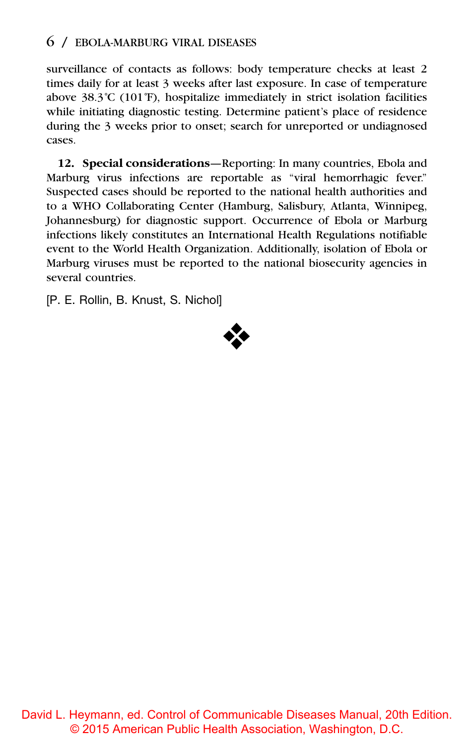surveillance of contacts as follows: body temperature checks at least 2 times daily for at least 3 weeks after last exposure. In case of temperature above 38.3°C (101°F), hospitalize immediately in strict isolation facilities while initiating diagnostic testing. Determine patient's place of residence during the 3 weeks prior to onset; search for unreported or undiagnosed cases.

**12. Special considerations**—Reporting: In many countries, Ebola and Marburg virus infections are reportable as "viral hemorrhagic fever." Suspected cases should be reported to the national health authorities and to a WHO Collaborating Center (Hamburg, Salisbury, Atlanta, Winnipeg, Johannesburg) for diagnostic support. Occurrence of Ebola or Marburg infections likely constitutes an International Health Regulations notifiable event to the World Health Organization. Additionally, isolation of Ebola or Marburg viruses must be reported to the national biosecurity agencies in several countries.

[P. E. Rollin, B. Knust, S. Nichol]

❖

David L. Heymann, ed. Control of Communicable Diseases Manual, 20th Edition.
© 2015 American Public Health Association, Washington, D.C.